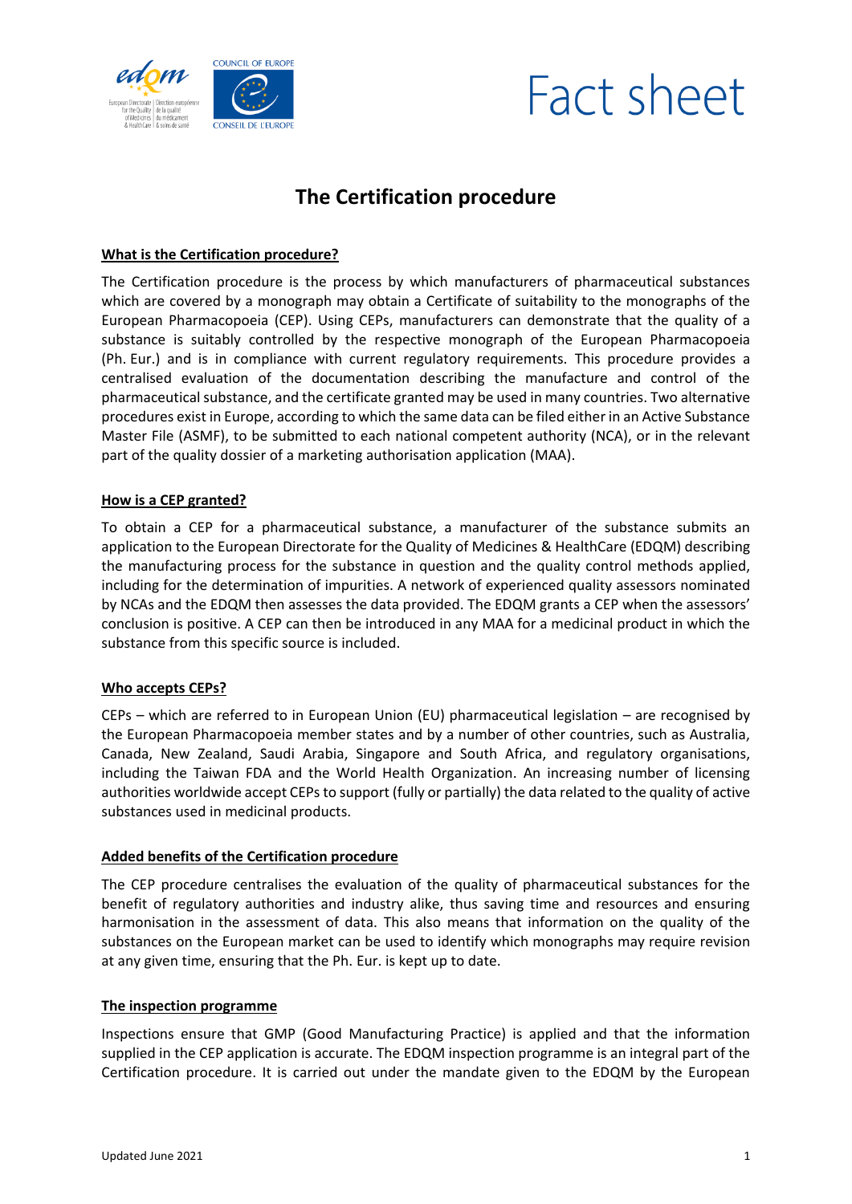Fact sheet

# The Certification procedure

## What is the Certification procedure?

The Certification procedure is the process by which manufacturers of pharmaceutical substances which are covered by a monograph may obtain a Certificate of suitability to the monographs of the European Pharmacopoeia (CEP). Using CEPs, manufacturers can demonstrate that the quality of a substance is suitably controlled by the respective monograph of the European Pharmacopoeia (Ph. Eur.) and is in compliance with current regulatory requirements. This procedure provides a centralised evaluation of the documentation describing the manufacture and control of the pharmaceutical substance, and the certificate granted may be used in many countries. Two alternative procedures exist in Europe, according to which the same data can be filed either in an Active Substance Master File (ASMF), to be submitted to each national competent authority (NCA), or in the relevant part of the quality dossier of a marketing authorisation application (MAA).

## How is a CEP granted?

To obtain a CEP for a pharmaceutical substance, a manufacturer of the substance submits an application to the European Directorate for the Quality of Medicines & HealthCare (EDQM) describing the manufacturing process for the substance in question and the quality control methods applied, including for the determination of impurities. A network of experienced quality assessors nominated by NCAs and the EDQM then assesses the data provided. The EDQM grants a CEP when the assessors' conclusion is positive. A CEP can then be introduced in any MAA for a medicinal product in which the substance from this specific source is included.

## Who accepts CEPs?

CEPs – which are referred to in European Union (EU) pharmaceutical legislation – are recognised by the European Pharmacopoeia member states and by a number of other countries, such as Australia, Canada, New Zealand, Saudi Arabia, Singapore and South Africa, and regulatory organisations, including the Taiwan FDA and the World Health Organization. An increasing number of licensing authorities worldwide accept CEPs to support (fully or partially) the data related to the quality of active substances used in medicinal products.

## Added benefits of the Certification procedure

The CEP procedure centralises the evaluation of the quality of pharmaceutical substances for the benefit of regulatory authorities and industry alike, thus saving time and resources and ensuring harmonisation in the assessment of data. This also means that information on the quality of the substances on the European market can be used to identify which monographs may require revision at any given time, ensuring that the Ph. Eur. is kept up to date.

## The inspection programme

Inspections ensure that GMP (Good Manufacturing Practice) is applied and that the information supplied in the CEP application is accurate. The EDQM inspection programme is an integral part of the Certification procedure. It is carried out under the mandate given to the EDQM by the European

Updated June 2021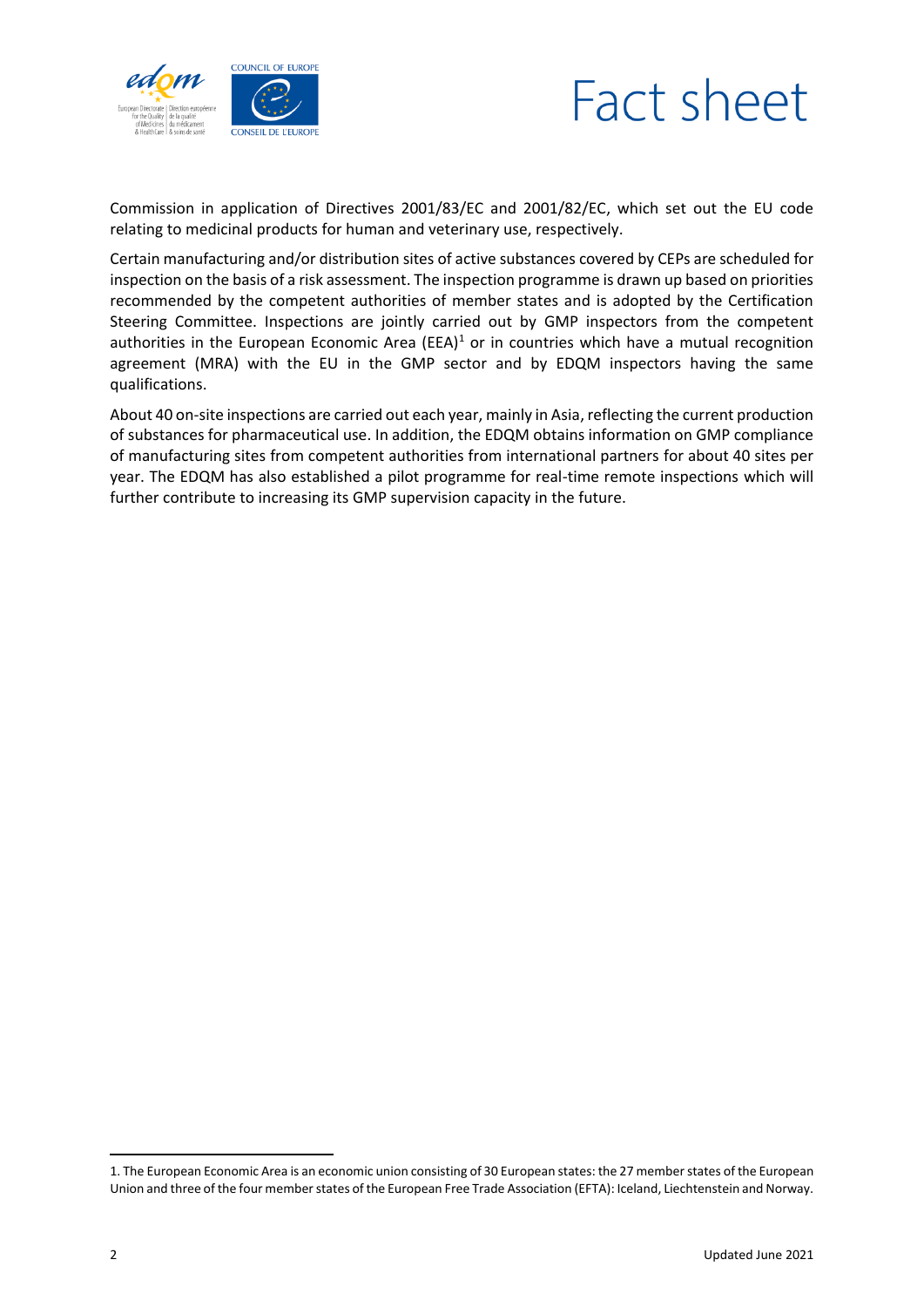Commission in application of Directives 2001/83/EC and 2001/82/EC, which set out the EU code relating to medicinal products for human and veterinary use, respectively.

Certain manufacturing and/or distribution sites of active substances covered by CEPs are scheduled for inspection on the basis of a risk assessment. The inspection programme is drawn up based on priorities recommended by the competent authorities of member states and is adopted by the Certification Steering Committee. Inspections are jointly carried out by GMP inspectors from the competent authorities in the European Economic Area (EEA)[1] or in countries which have a mutual recognition agreement (MRA) with the EU in the GMP sector and by EDQM inspectors having the same qualifications.

About 40 on-site inspections are carried out each year, mainly in Asia, reflecting the current production of substances for pharmaceutical use. In addition, the EDQM obtains information on GMP compliance of manufacturing sites from competent authorities from international partners for about 40 sites per year. The EDQM has also established a pilot programme for real-time remote inspections which will further contribute to increasing its GMP supervision capacity in the future.

1. The European Economic Area is an economic union consisting of 30 European states: the 27 member states of the European Union and three of the four member states of the European Free Trade Association (EFTA): Iceland, Liechtenstein and Norway.